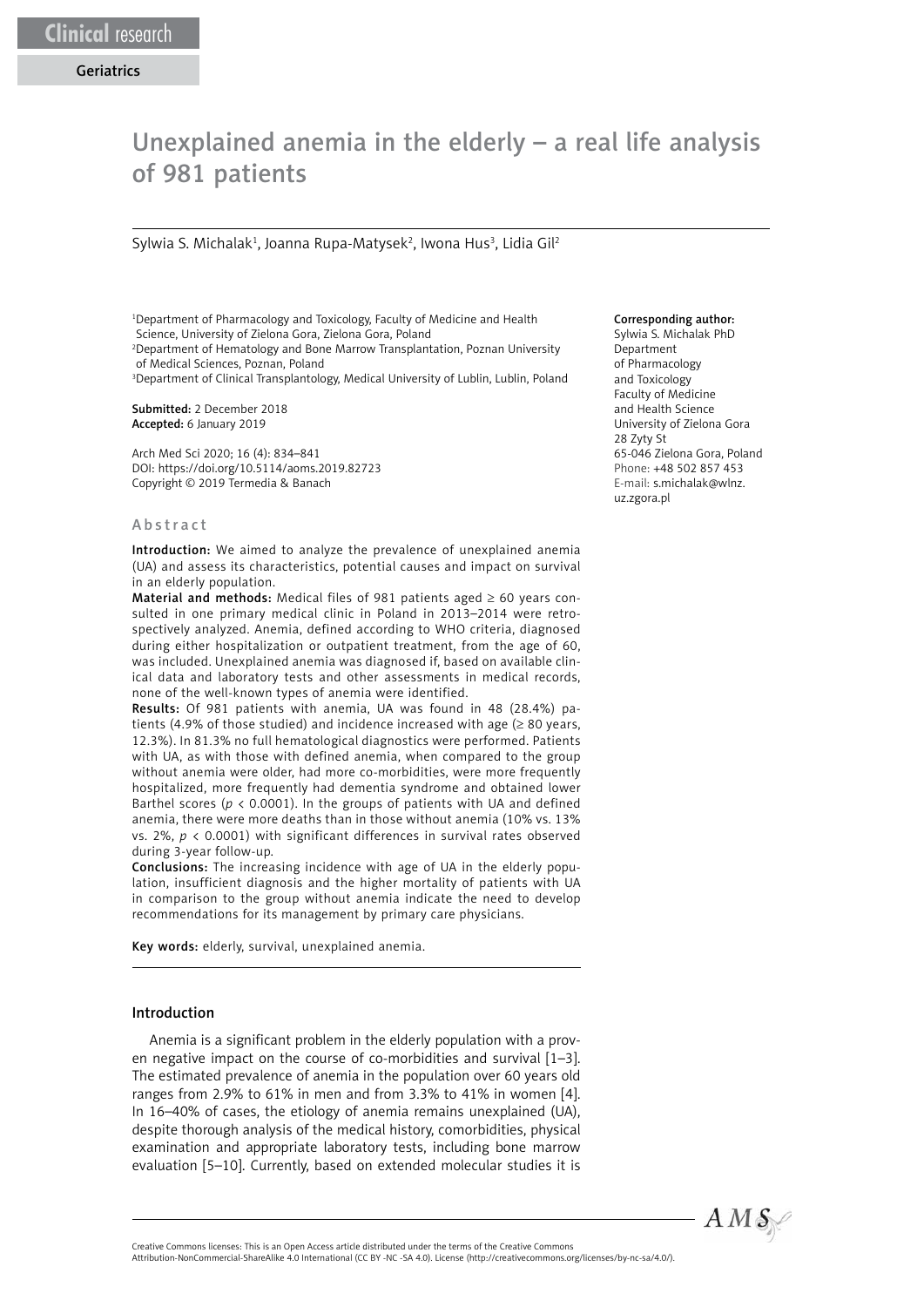Clinical research

Geriatrics

# Unexplained anemia in the elderly – a real life analysis of 981 patients

Sylwia S. Michalak[1], Joanna Rupa-Matysek[2], Iwona Hus[3], Lidia Gil[2]

[1]Department of Pharmacology and Toxicology, Faculty of Medicine and Health Science, University of Zielona Gora, Zielona Gora, Poland
[2]Department of Hematology and Bone Marrow Transplantation, Poznan University of Medical Sciences, Poznan, Poland
[3]Department of Clinical Transplantology, Medical University of Lublin, Lublin, Poland

**Submitted:** 2 December 2018
**Accepted:** 6 January 2019

Arch Med Sci 2020; 16 (4): 834–841
DOI: https://doi.org/10.5114/aoms.2019.82723
Copyright © 2019 Termedia & Banach

**Corresponding author:**
Sylwia S. Michalak PhD
Department of Pharmacology and Toxicology
Faculty of Medicine and Health Science
University of Zielona Gora
28 Zyty St
65-046 Zielona Gora, Poland
Phone: +48 502 857 453
E-mail: s.michalak@wlnz.uz.zgora.pl

## Abstract

**Introduction:** We aimed to analyze the prevalence of unexplained anemia (UA) and assess its characteristics, potential causes and impact on survival in an elderly population.

**Material and methods:** Medical files of 981 patients aged ≥ 60 years consulted in one primary medical clinic in Poland in 2013–2014 were retrospectively analyzed. Anemia, defined according to WHO criteria, diagnosed during either hospitalization or outpatient treatment, from the age of 60, was included. Unexplained anemia was diagnosed if, based on available clinical data and laboratory tests and other assessments in medical records, none of the well-known types of anemia were identified.

**Results:** Of 981 patients with anemia, UA was found in 48 (28.4%) patients (4.9% of those studied) and incidence increased with age (≥ 80 years, 12.3%). In 81.3% no full hematological diagnostics were performed. Patients with UA, as with those with defined anemia, when compared to the group without anemia were older, had more co-morbidities, were more frequently hospitalized, more frequently had dementia syndrome and obtained lower Barthel scores ($p < 0.0001$). In the groups of patients with UA and defined anemia, there were more deaths than in those without anemia (10% vs. 13% vs. 2%, $p < 0.0001$) with significant differences in survival rates observed during 3-year follow-up.

**Conclusions:** The increasing incidence with age of UA in the elderly population, insufficient diagnosis and the higher mortality of patients with UA in comparison to the group without anemia indicate the need to develop recommendations for its management by primary care physicians.

**Key words:** elderly, survival, unexplained anemia.

## Introduction

Anemia is a significant problem in the elderly population with a proven negative impact on the course of co-morbidities and survival [1–3]. The estimated prevalence of anemia in the population over 60 years old ranges from 2.9% to 61% in men and from 3.3% to 41% in women [4]. In 16–40% of cases, the etiology of anemia remains unexplained (UA), despite thorough analysis of the medical history, comorbidities, physical examination and appropriate laboratory tests, including bone marrow evaluation [5–10]. Currently, based on extended molecular studies it is

Creative Commons licenses: This is an Open Access article distributed under the terms of the Creative Commons Attribution-NonCommercial-ShareAlike 4.0 International (CC BY -NC -SA 4.0). License (http://creativecommons.org/licenses/by-nc-sa/4.0/).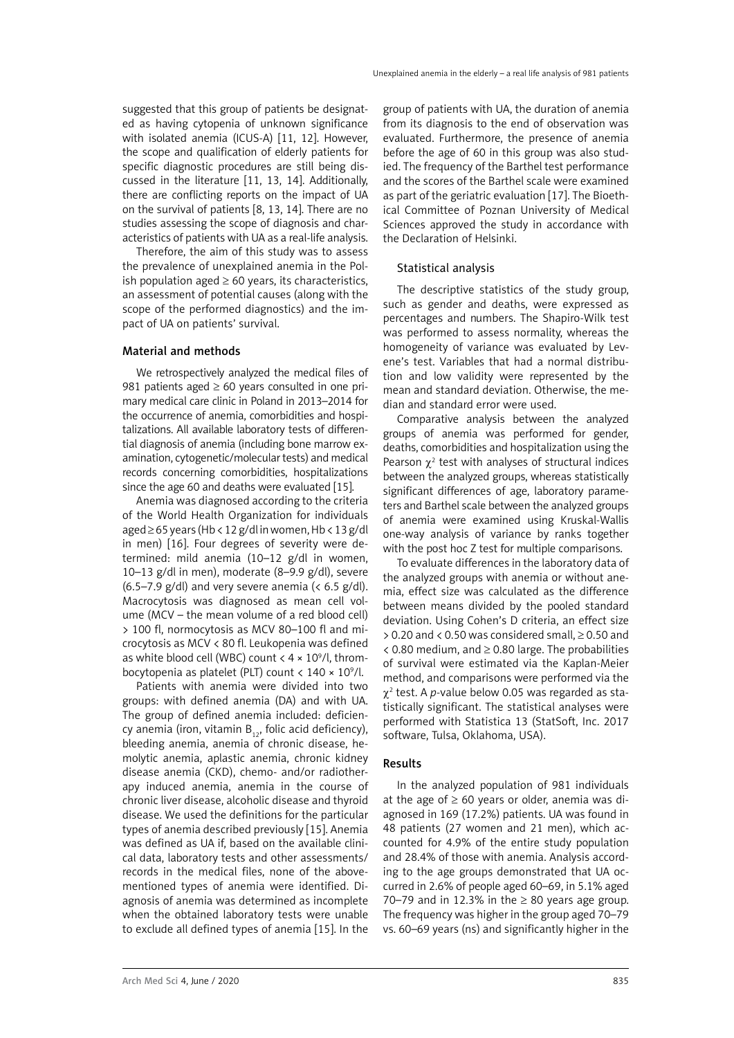suggested that this group of patients be designated as having cytopenia of unknown significance with isolated anemia (ICUS-A) [11, 12]. However, the scope and qualification of elderly patients for specific diagnostic procedures are still being discussed in the literature [11, 13, 14]. Additionally, there are conflicting reports on the impact of UA on the survival of patients [8, 13, 14]. There are no studies assessing the scope of diagnosis and characteristics of patients with UA as a real-life analysis.

Therefore, the aim of this study was to assess the prevalence of unexplained anemia in the Polish population aged ≥ 60 years, its characteristics, an assessment of potential causes (along with the scope of the performed diagnostics) and the impact of UA on patients' survival.

## Material and methods

We retrospectively analyzed the medical files of 981 patients aged ≥ 60 years consulted in one primary medical care clinic in Poland in 2013–2014 for the occurrence of anemia, comorbidities and hospitalizations. All available laboratory tests of differential diagnosis of anemia (including bone marrow examination, cytogenetic/molecular tests) and medical records concerning comorbidities, hospitalizations since the age 60 and deaths were evaluated [15].

Anemia was diagnosed according to the criteria of the World Health Organization for individuals aged ≥ 65 years (Hb < 12 g/dl in women, Hb < 13 g/dl in men) [16]. Four degrees of severity were determined: mild anemia (10–12 g/dl in women, 10–13 g/dl in men), moderate (8–9.9 g/dl), severe (6.5–7.9 g/dl) and very severe anemia (< 6.5 g/dl). Macrocytosis was diagnosed as mean cell volume (MCV – the mean volume of a red blood cell) > 100 fl, normocytosis as MCV 80–100 fl and microcytosis as MCV < 80 fl. Leukopenia was defined as white blood cell (WBC) count $< 4 \times 10^9$/l, thrombocytopenia as platelet (PLT) count $< 140 \times 10^9$/l.

Patients with anemia were divided into two groups: with defined anemia (DA) and with UA. The group of defined anemia included: deficiency anemia (iron, vitamin $B_{12}$, folic acid deficiency), bleeding anemia, anemia of chronic disease, hemolytic anemia, aplastic anemia, chronic kidney disease anemia (CKD), chemo- and/or radiotherapy induced anemia, anemia in the course of chronic liver disease, alcoholic disease and thyroid disease. We used the definitions for the particular types of anemia described previously [15]. Anemia was defined as UA if, based on the available clinical data, laboratory tests and other assessments/records in the medical files, none of the above-mentioned types of anemia were identified. Diagnosis of anemia was determined as incomplete when the obtained laboratory tests were unable to exclude all defined types of anemia [15]. In the group of patients with UA, the duration of anemia from its diagnosis to the end of observation was evaluated. Furthermore, the presence of anemia before the age of 60 in this group was also studied. The frequency of the Barthel test performance and the scores of the Barthel scale were examined as part of the geriatric evaluation [17]. The Bioethical Committee of Poznan University of Medical Sciences approved the study in accordance with the Declaration of Helsinki.

### Statistical analysis

The descriptive statistics of the study group, such as gender and deaths, were expressed as percentages and numbers. The Shapiro-Wilk test was performed to assess normality, whereas the homogeneity of variance was evaluated by Levene's test. Variables that had a normal distribution and low validity were represented by the mean and standard deviation. Otherwise, the median and standard error were used.

Comparative analysis between the analyzed groups of anemia was performed for gender, deaths, comorbidities and hospitalization using the Pearson $\chi^2$ test with analyses of structural indices between the analyzed groups, whereas statistically significant differences of age, laboratory parameters and Barthel scale between the analyzed groups of anemia were examined using Kruskal-Wallis one-way analysis of variance by ranks together with the post hoc Z test for multiple comparisons.

To evaluate differences in the laboratory data of the analyzed groups with anemia or without anemia, effect size was calculated as the difference between means divided by the pooled standard deviation. Using Cohen's D criteria, an effect size > 0.20 and < 0.50 was considered small, ≥ 0.50 and < 0.80 medium, and ≥ 0.80 large. The probabilities of survival were estimated via the Kaplan-Meier method, and comparisons were performed via the $\chi^2$ test. A *p*-value below 0.05 was regarded as statistically significant. The statistical analyses were performed with Statistica 13 (StatSoft, Inc. 2017 software, Tulsa, Oklahoma, USA).

## Results

In the analyzed population of 981 individuals at the age of ≥ 60 years or older, anemia was diagnosed in 169 (17.2%) patients. UA was found in 48 patients (27 women and 21 men), which accounted for 4.9% of the entire study population and 28.4% of those with anemia. Analysis according to the age groups demonstrated that UA occurred in 2.6% of people aged 60–69, in 5.1% aged 70–79 and in 12.3% in the ≥ 80 years age group. The frequency was higher in the group aged 70–79 vs. 60–69 years (ns) and significantly higher in the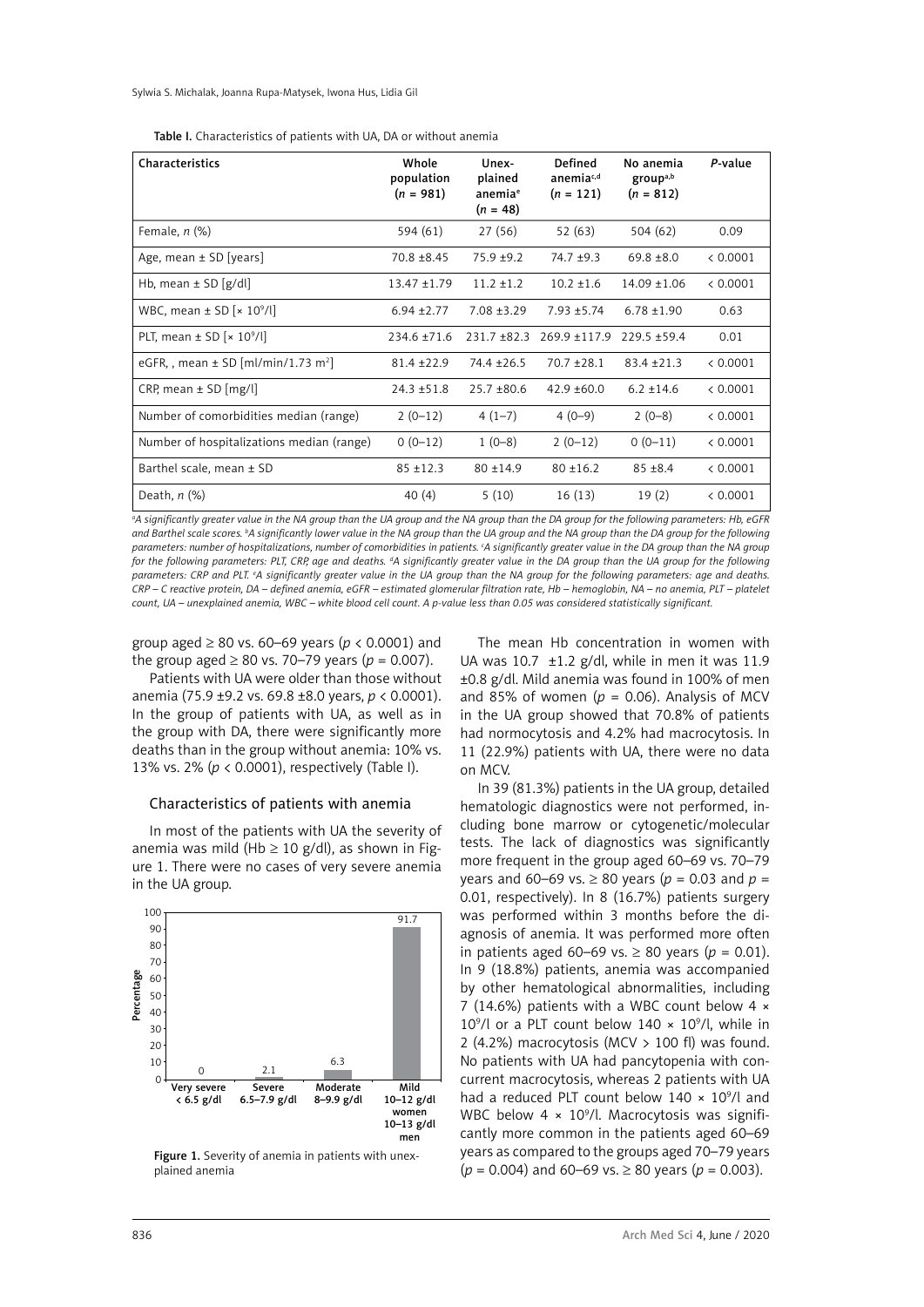Table I. Characteristics of patients with UA, DA or without anemia

| Characteristics | Whole population (n = 981) | Unexplained anemia[e] (n = 48) | Defined anemia[c,d] (n = 121) | No anemia group[a,b] (n = 812) | P-value |
|---|---|---|---|---|---|
| Female, n (%) | 594 (61) | 27 (56) | 52 (63) | 504 (62) | 0.09 |
| Age, mean ± SD [years] | 70.8 ±8.45 | 75.9 ±9.2 | 74.7 ±9.3 | 69.8 ±8.0 | < 0.0001 |
| Hb, mean ± SD [g/dl] | 13.47 ±1.79 | 11.2 ±1.2 | 10.2 ±1.6 | 14.09 ±1.06 | < 0.0001 |
| WBC, mean ± SD [$\times 10^9$/l] | 6.94 ±2.77 | 7.08 ±3.29 | 7.93 ±5.74 | 6.78 ±1.90 | 0.63 |
| PLT, mean ± SD [$\times 10^9$/l] | 234.6 ±71.6 | 231.7 ±82.3 | 269.9 ±117.9 | 229.5 ±59.4 | 0.01 |
| eGFR, , mean ± SD [ml/min/1.73 m$^2$] | 81.4 ±22.9 | 74.4 ±26.5 | 70.7 ±28.1 | 83.4 ±21.3 | < 0.0001 |
| CRP, mean ± SD [mg/l] | 24.3 ±51.8 | 25.7 ±80.6 | 42.9 ±60.0 | 6.2 ±14.6 | < 0.0001 |
| Number of comorbidities median (range) | 2 (0–12) | 4 (1–7) | 4 (0–9) | 2 (0–8) | < 0.0001 |
| Number of hospitalizations median (range) | 0 (0–12) | 1 (0–8) | 2 (0–12) | 0 (0–11) | < 0.0001 |
| Barthel scale, mean ± SD | 85 ±12.3 | 80 ±14.9 | 80 ±16.2 | 85 ±8.4 | < 0.0001 |
| Death, n (%) | 40 (4) | 5 (10) | 16 (13) | 19 (2) | < 0.0001 |

*[a]A significantly greater value in the NA group than the UA group and the NA group than the DA group for the following parameters: Hb, eGFR and Barthel scale scores. [b]A significantly lower value in the NA group than the UA group and the NA group than the DA group for the following parameters: number of hospitalizations, number of comorbidities in patients. [c]A significantly greater value in the DA group than the NA group for the following parameters: PLT, CRP, age and deaths. [d]A significantly greater value in the DA group than the UA group for the following parameters: CRP and PLT. [e]A significantly greater value in the UA group than the NA group for the following parameters: age and deaths. CRP – C reactive protein, DA – defined anemia, eGFR – estimated glomerular filtration rate, Hb – hemoglobin, NA – no anemia, PLT – platelet count, UA – unexplained anemia, WBC – white blood cell count. A p-value less than 0.05 was considered statistically significant.*

group aged ≥ 80 vs. 60–69 years ($p < 0.0001$) and the group aged ≥ 80 vs. 70–79 years ($p = 0.007$).

Patients with UA were older than those without anemia (75.9 ±9.2 vs. 69.8 ±8.0 years, $p < 0.0001$). In the group of patients with UA, as well as in the group with DA, there were significantly more deaths than in the group without anemia: 10% vs. 13% vs. 2% ($p < 0.0001$), respectively (Table I).

## Characteristics of patients with anemia

In most of the patients with UA the severity of anemia was mild (Hb ≥ 10 g/dl), as shown in Figure 1. There were no cases of very severe anemia in the UA group.

| Severity | Percentage |
|---|---|
| Very severe < 6.5 g/dl | 0 |
| Severe 6.5–7.9 g/dl | 2.1 |
| Moderate 8–9.9 g/dl | 6.3 |
| Mild 10–12 g/dl women 10–13 g/dl men | 91.7 |

Figure 1. Severity of anemia in patients with unexplained anemia

The mean Hb concentration in women with UA was 10.7 ±1.2 g/dl, while in men it was 11.9 ±0.8 g/dl. Mild anemia was found in 100% of men and 85% of women ($p = 0.06$). Analysis of MCV in the UA group showed that 70.8% of patients had normocytosis and 4.2% had macrocytosis. In 11 (22.9%) patients with UA, there were no data on MCV.

In 39 (81.3%) patients in the UA group, detailed hematologic diagnostics were not performed, including bone marrow or cytogenetic/molecular tests. The lack of diagnostics was significantly more frequent in the group aged 60–69 vs. 70–79 years and 60–69 vs. ≥ 80 years ($p = 0.03$ and $p = 0.01$, respectively). In 8 (16.7%) patients surgery was performed within 3 months before the diagnosis of anemia. It was performed more often in patients aged 60–69 vs. ≥ 80 years ($p = 0.01$). In 9 (18.8%) patients, anemia was accompanied by other hematological abnormalities, including 7 (14.6%) patients with a WBC count below $4 \times 10^9$/l or a PLT count below $140 \times 10^9$/l, while in 2 (4.2%) macrocytosis (MCV > 100 fl) was found. No patients with UA had pancytopenia with concurrent macrocytosis, whereas 2 patients with UA had a reduced PLT count below $140 \times 10^9$/l and WBC below $4 \times 10^9$/l. Macrocytosis was significantly more common in the patients aged 60–69 years as compared to the groups aged 70–79 years ($p = 0.004$) and 60–69 vs. ≥ 80 years ($p = 0.003$).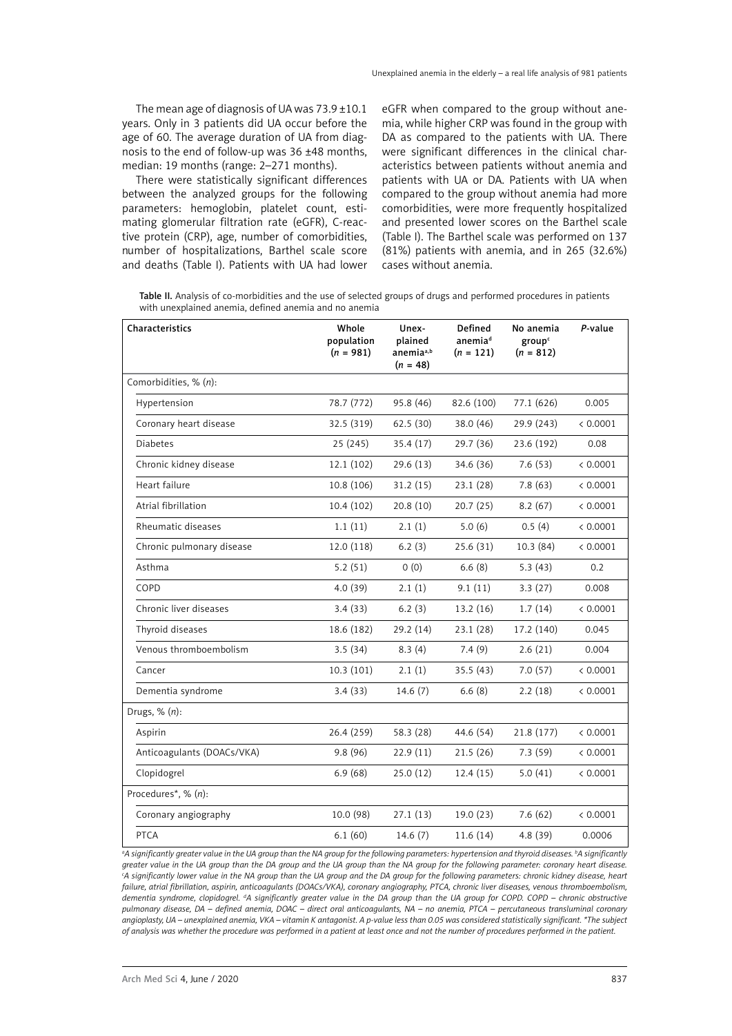The mean age of diagnosis of UA was 73.9 ±10.1 years. Only in 3 patients did UA occur before the age of 60. The average duration of UA from diagnosis to the end of follow-up was 36 ±48 months, median: 19 months (range: 2–271 months).

There were statistically significant differences between the analyzed groups for the following parameters: hemoglobin, platelet count, estimating glomerular filtration rate (eGFR), C-reactive protein (CRP), age, number of comorbidities, number of hospitalizations, Barthel scale score and deaths (Table I). Patients with UA had lower eGFR when compared to the group without anemia, while higher CRP was found in the group with DA as compared to the patients with UA. There were significant differences in the clinical characteristics between patients without anemia and patients with UA or DA. Patients with UA when compared to the group without anemia had more comorbidities, were more frequently hospitalized and presented lower scores on the Barthel scale (Table I). The Barthel scale was performed on 137 (81%) patients with anemia, and in 265 (32.6%) cases without anemia.

**Table II.** Analysis of co-morbidities and the use of selected groups of drugs and performed procedures in patients with unexplained anemia, defined anemia and no anemia

| Characteristics | Whole population (n = 981) | Unexplained anemia[a,b] (n = 48) | Defined anemia[d] (n = 121) | No anemia group[c] (n = 812) | P-value |
|---|---|---|---|---|---|
| Comorbidities, % (n): | | | | | |
| Hypertension | 78.7 (772) | 95.8 (46) | 82.6 (100) | 77.1 (626) | 0.005 |
| Coronary heart disease | 32.5 (319) | 62.5 (30) | 38.0 (46) | 29.9 (243) | < 0.0001 |
| Diabetes | 25 (245) | 35.4 (17) | 29.7 (36) | 23.6 (192) | 0.08 |
| Chronic kidney disease | 12.1 (102) | 29.6 (13) | 34.6 (36) | 7.6 (53) | < 0.0001 |
| Heart failure | 10.8 (106) | 31.2 (15) | 23.1 (28) | 7.8 (63) | < 0.0001 |
| Atrial fibrillation | 10.4 (102) | 20.8 (10) | 20.7 (25) | 8.2 (67) | < 0.0001 |
| Rheumatic diseases | 1.1 (11) | 2.1 (1) | 5.0 (6) | 0.5 (4) | < 0.0001 |
| Chronic pulmonary disease | 12.0 (118) | 6.2 (3) | 25.6 (31) | 10.3 (84) | < 0.0001 |
| Asthma | 5.2 (51) | 0 (0) | 6.6 (8) | 5.3 (43) | 0.2 |
| COPD | 4.0 (39) | 2.1 (1) | 9.1 (11) | 3.3 (27) | 0.008 |
| Chronic liver diseases | 3.4 (33) | 6.2 (3) | 13.2 (16) | 1.7 (14) | < 0.0001 |
| Thyroid diseases | 18.6 (182) | 29.2 (14) | 23.1 (28) | 17.2 (140) | 0.045 |
| Venous thromboembolism | 3.5 (34) | 8.3 (4) | 7.4 (9) | 2.6 (21) | 0.004 |
| Cancer | 10.3 (101) | 2.1 (1) | 35.5 (43) | 7.0 (57) | < 0.0001 |
| Dementia syndrome | 3.4 (33) | 14.6 (7) | 6.6 (8) | 2.2 (18) | < 0.0001 |
| Drugs, % (n): | | | | | |
| Aspirin | 26.4 (259) | 58.3 (28) | 44.6 (54) | 21.8 (177) | < 0.0001 |
| Anticoagulants (DOACs/VKA) | 9.8 (96) | 22.9 (11) | 21.5 (26) | 7.3 (59) | < 0.0001 |
| Clopidogrel | 6.9 (68) | 25.0 (12) | 12.4 (15) | 5.0 (41) | < 0.0001 |
| Procedures*, % (n): | | | | | |
| Coronary angiography | 10.0 (98) | 27.1 (13) | 19.0 (23) | 7.6 (62) | < 0.0001 |
| PTCA | 6.1 (60) | 14.6 (7) | 11.6 (14) | 4.8 (39) | 0.0006 |

*[a]A significantly greater value in the UA group than the NA group for the following parameters: hypertension and thyroid diseases. [b]A significantly greater value in the UA group than the DA group and the UA group than the NA group for the following parameter: coronary heart disease. [c]A significantly lower value in the NA group than the UA group and the DA group for the following parameters: chronic kidney disease, heart failure, atrial fibrillation, aspirin, anticoagulants (DOACs/VKA), coronary angiography, PTCA, chronic liver diseases, venous thromboembolism, dementia syndrome, clopidogrel. [d]A significantly greater value in the DA group than the UA group for COPD. COPD – chronic obstructive pulmonary disease, DA – defined anemia, DOAC – direct oral anticoagulants, NA – no anemia, PTCA – percutaneous transluminal coronary angioplasty, UA – unexplained anemia, VKA – vitamin K antagonist. A p-value less than 0.05 was considered statistically significant. *The subject of analysis was whether the procedure was performed in a patient at least once and not the number of procedures performed in the patient.*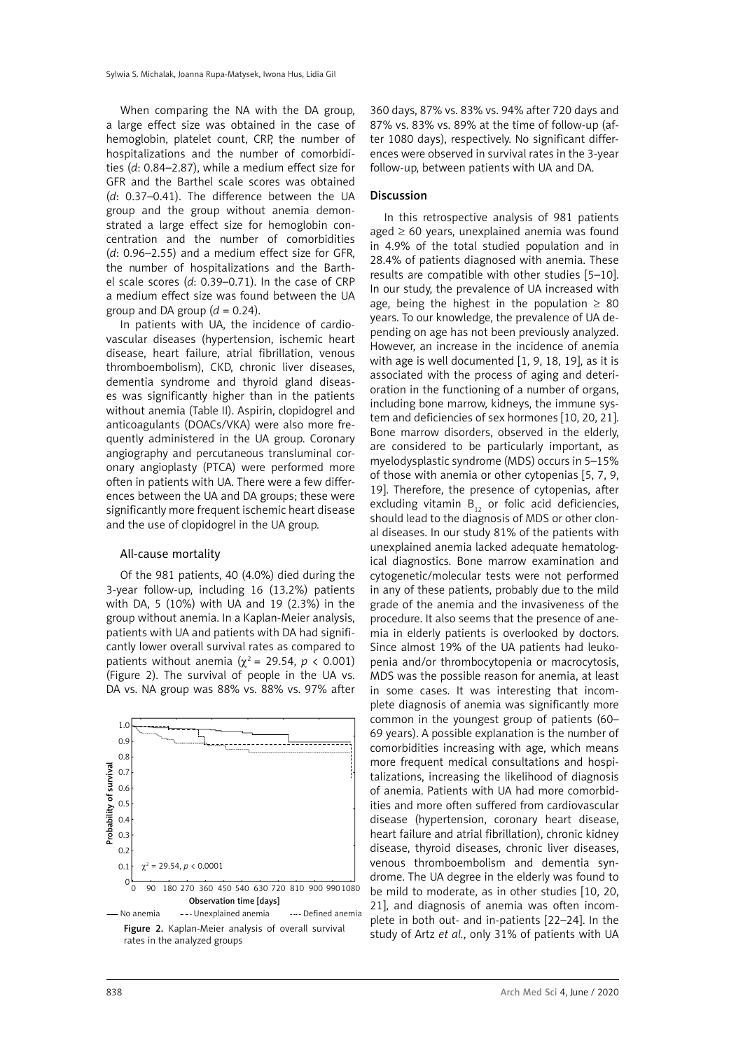When comparing the NA with the DA group, a large effect size was obtained in the case of hemoglobin, platelet count, CRP, the number of hospitalizations and the number of comorbidities (*d*: 0.84–2.87), while a medium effect size for GFR and the Barthel scale scores was obtained (*d*: 0.37–0.41). The difference between the UA group and the group without anemia demonstrated a large effect size for hemoglobin concentration and the number of comorbidities (*d*: 0.96–2.55) and a medium effect size for GFR, the number of hospitalizations and the Barthel scale scores (*d*: 0.39–0.71). In the case of CRP a medium effect size was found between the UA group and DA group (*d* = 0.24).

In patients with UA, the incidence of cardiovascular diseases (hypertension, ischemic heart disease, heart failure, atrial fibrillation, venous thromboembolism), CKD, chronic liver diseases, dementia syndrome and thyroid gland diseases was significantly higher than in the patients without anemia (Table II). Aspirin, clopidogrel and anticoagulants (DOACs/VKA) were also more frequently administered in the UA group. Coronary angiography and percutaneous transluminal coronary angioplasty (PTCA) were performed more often in patients with UA. There were a few differences between the UA and DA groups; these were significantly more frequent ischemic heart disease and the use of clopidogrel in the UA group.

### All-cause mortality

Of the 981 patients, 40 (4.0%) died during the 3-year follow-up, including 16 (13.2%) patients with DA, 5 (10%) with UA and 19 (2.3%) in the group without anemia. In a Kaplan-Meier analysis, patients with UA and patients with DA had significantly lower overall survival rates as compared to patients without anemia ($\chi^2 = 29.54$, $p < 0.001$) (Figure 2). The survival of people in the UA vs. DA vs. NA group was 88% vs. 88% vs. 97% after 360 days, 87% vs. 83% vs. 94% after 720 days and 87% vs. 83% vs. 89% at the time of follow-up (after 1080 days), respectively. No significant differences were observed in survival rates in the 3-year follow-up, between patients with UA and DA.

**Figure 2.** Kaplan-Meier analysis of overall survival rates in the analyzed groups

## Discussion

In this retrospective analysis of 981 patients aged ≥ 60 years, unexplained anemia was found in 4.9% of the total studied population and in 28.4% of patients diagnosed with anemia. These results are compatible with other studies [5–10]. In our study, the prevalence of UA increased with age, being the highest in the population ≥ 80 years. To our knowledge, the prevalence of UA depending on age has not been previously analyzed. However, an increase in the incidence of anemia with age is well documented [1, 9, 18, 19], as it is associated with the process of aging and deterioration in the functioning of a number of organs, including bone marrow, kidneys, the immune system and deficiencies of sex hormones [10, 20, 21]. Bone marrow disorders, observed in the elderly, are considered to be particularly important, as myelodysplastic syndrome (MDS) occurs in 5–15% of those with anemia or other cytopenias [5, 7, 9, 19]. Therefore, the presence of cytopenias, after excluding vitamin $B_{12}$ or folic acid deficiencies, should lead to the diagnosis of MDS or other clonal diseases. In our study 81% of the patients with unexplained anemia lacked adequate hematological diagnostics. Bone marrow examination and cytogenetic/molecular tests were not performed in any of these patients, probably due to the mild grade of the anemia and the invasiveness of the procedure. It also seems that the presence of anemia in elderly patients is overlooked by doctors. Since almost 19% of the UA patients had leukopenia and/or thrombocytopenia or macrocytosis, MDS was the possible reason for anemia, at least in some cases. It was interesting that incomplete diagnosis of anemia was significantly more common in the youngest group of patients (60–69 years). A possible explanation is the number of comorbidities increasing with age, which means more frequent medical consultations and hospitalizations, increasing the likelihood of diagnosis of anemia. Patients with UA had more comorbidities and more often suffered from cardiovascular disease (hypertension, coronary heart disease, heart failure and atrial fibrillation), chronic kidney disease, thyroid diseases, chronic liver diseases, venous thromboembolism and dementia syndrome. The UA degree in the elderly was found to be mild to moderate, as in other studies [10, 20, 21], and diagnosis of anemia was often incomplete in both out- and in-patients [22–24]. In the study of Artz *et al.*, only 31% of patients with UA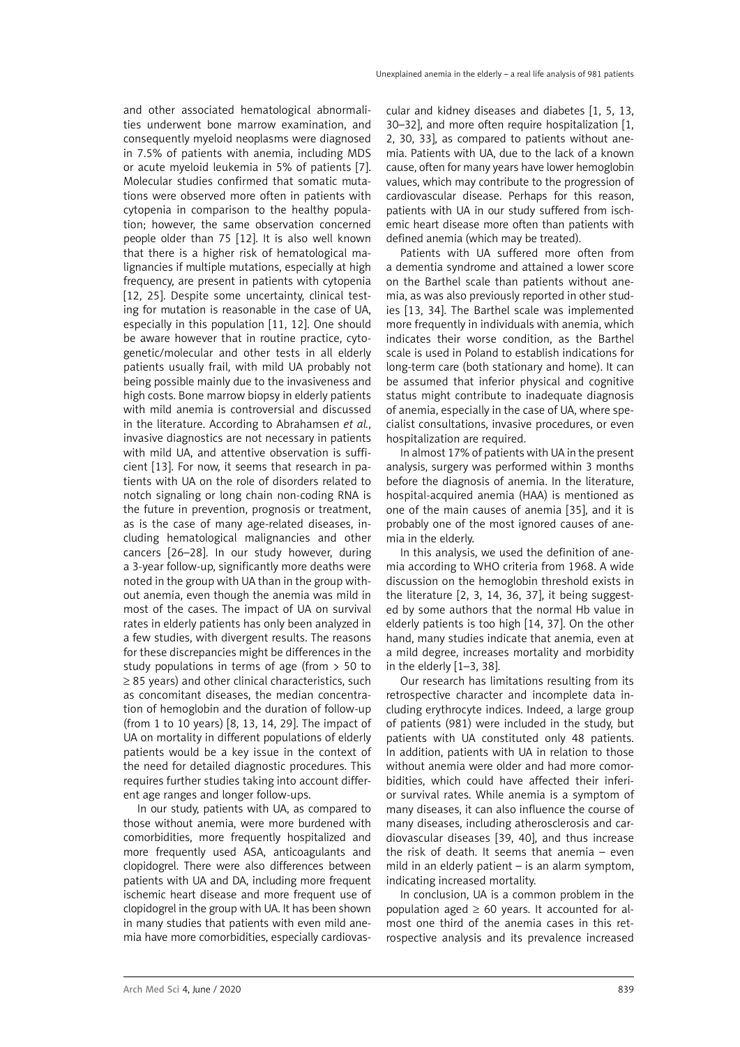and other associated hematological abnormalities underwent bone marrow examination, and consequently myeloid neoplasms were diagnosed in 7.5% of patients with anemia, including MDS or acute myeloid leukemia in 5% of patients [7]. Molecular studies confirmed that somatic mutations were observed more often in patients with cytopenia in comparison to the healthy population; however, the same observation concerned people older than 75 [12]. It is also well known that there is a higher risk of hematological malignancies if multiple mutations, especially at high frequency, are present in patients with cytopenia [12, 25]. Despite some uncertainty, clinical testing for mutation is reasonable in the case of UA, especially in this population [11, 12]. One should be aware however that in routine practice, cytogenetic/molecular and other tests in all elderly patients usually frail, with mild UA probably not being possible mainly due to the invasiveness and high costs. Bone marrow biopsy in elderly patients with mild anemia is controversial and discussed in the literature. According to Abrahamsen *et al.*, invasive diagnostics are not necessary in patients with mild UA, and attentive observation is sufficient [13]. For now, it seems that research in patients with UA on the role of disorders related to notch signaling or long chain non-coding RNA is the future in prevention, prognosis or treatment, as is the case of many age-related diseases, including hematological malignancies and other cancers [26–28]. In our study however, during a 3-year follow-up, significantly more deaths were noted in the group with UA than in the group without anemia, even though the anemia was mild in most of the cases. The impact of UA on survival rates in elderly patients has only been analyzed in a few studies, with divergent results. The reasons for these discrepancies might be differences in the study populations in terms of age (from > 50 to ≥ 85 years) and other clinical characteristics, such as concomitant diseases, the median concentration of hemoglobin and the duration of follow-up (from 1 to 10 years) [8, 13, 14, 29]. The impact of UA on mortality in different populations of elderly patients would be a key issue in the context of the need for detailed diagnostic procedures. This requires further studies taking into account different age ranges and longer follow-ups.

In our study, patients with UA, as compared to those without anemia, were more burdened with comorbidities, more frequently hospitalized and more frequently used ASA, anticoagulants and clopidogrel. There were also differences between patients with UA and DA, including more frequent ischemic heart disease and more frequent use of clopidogrel in the group with UA. It has been shown in many studies that patients with even mild anemia have more comorbidities, especially cardiovascular and kidney diseases and diabetes [1, 5, 13, 30–32], and more often require hospitalization [1, 2, 30, 33], as compared to patients without anemia. Patients with UA, due to the lack of a known cause, often for many years have lower hemoglobin values, which may contribute to the progression of cardiovascular disease. Perhaps for this reason, patients with UA in our study suffered from ischemic heart disease more often than patients with defined anemia (which may be treated).

Patients with UA suffered more often from a dementia syndrome and attained a lower score on the Barthel scale than patients without anemia, as was also previously reported in other studies [13, 34]. The Barthel scale was implemented more frequently in individuals with anemia, which indicates their worse condition, as the Barthel scale is used in Poland to establish indications for long-term care (both stationary and home). It can be assumed that inferior physical and cognitive status might contribute to inadequate diagnosis of anemia, especially in the case of UA, where specialist consultations, invasive procedures, or even hospitalization are required.

In almost 17% of patients with UA in the present analysis, surgery was performed within 3 months before the diagnosis of anemia. In the literature, hospital-acquired anemia (HAA) is mentioned as one of the main causes of anemia [35], and it is probably one of the most ignored causes of anemia in the elderly.

In this analysis, we used the definition of anemia according to WHO criteria from 1968. A wide discussion on the hemoglobin threshold exists in the literature [2, 3, 14, 36, 37], it being suggested by some authors that the normal Hb value in elderly patients is too high [14, 37]. On the other hand, many studies indicate that anemia, even at a mild degree, increases mortality and morbidity in the elderly [1–3, 38].

Our research has limitations resulting from its retrospective character and incomplete data including erythrocyte indices. Indeed, a large group of patients (981) were included in the study, but patients with UA constituted only 48 patients. In addition, patients with UA in relation to those without anemia were older and had more comorbidities, which could have affected their inferior survival rates. While anemia is a symptom of many diseases, it can also influence the course of many diseases, including atherosclerosis and cardiovascular diseases [39, 40], and thus increase the risk of death. It seems that anemia – even mild in an elderly patient – is an alarm symptom, indicating increased mortality.

In conclusion, UA is a common problem in the population aged ≥ 60 years. It accounted for almost one third of the anemia cases in this retrospective analysis and its prevalence increased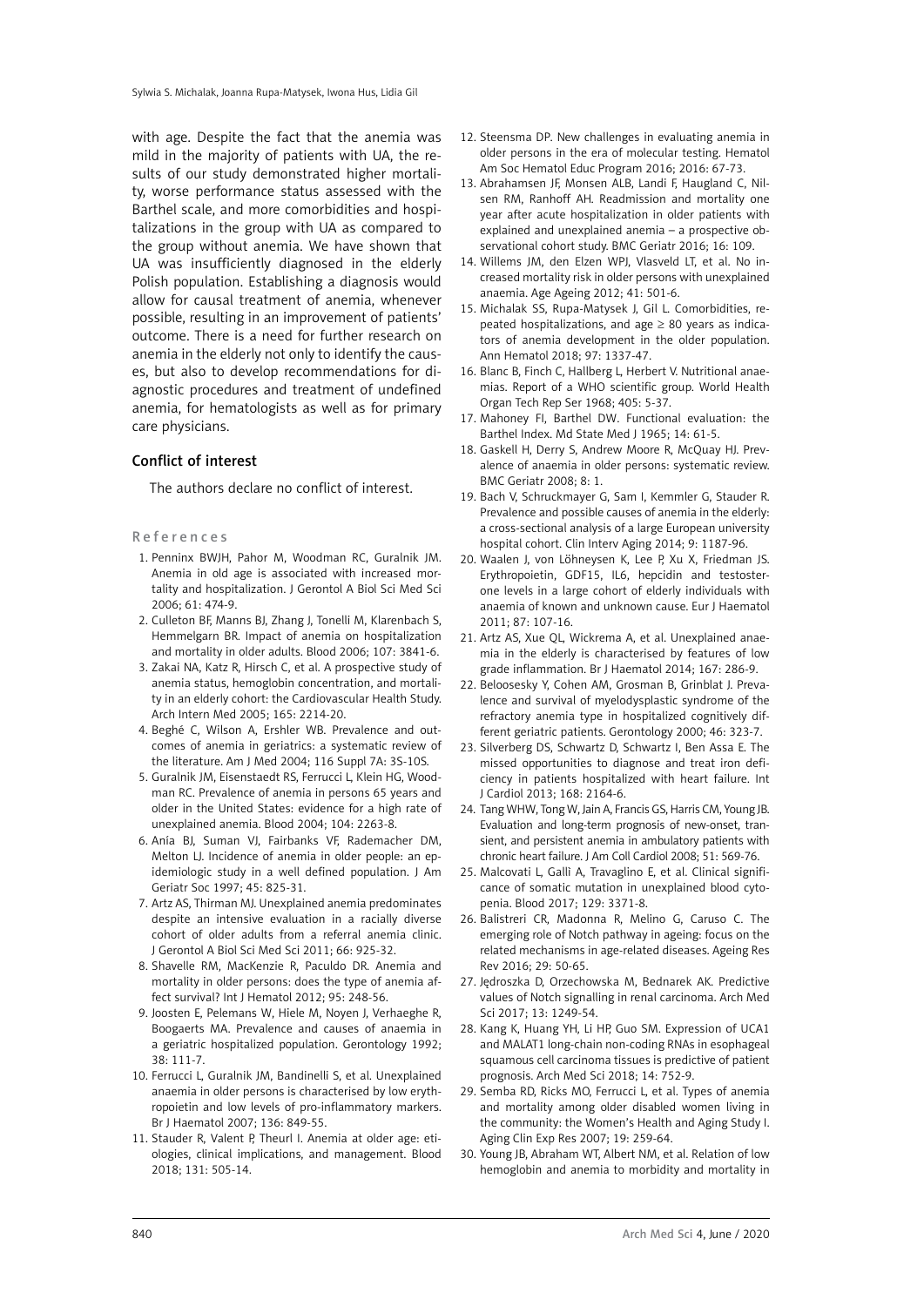with age. Despite the fact that the anemia was mild in the majority of patients with UA, the results of our study demonstrated higher mortality, worse performance status assessed with the Barthel scale, and more comorbidities and hospitalizations in the group with UA as compared to the group without anemia. We have shown that UA was insufficiently diagnosed in the elderly Polish population. Establishing a diagnosis would allow for causal treatment of anemia, whenever possible, resulting in an improvement of patients' outcome. There is a need for further research on anemia in the elderly not only to identify the causes, but also to develop recommendations for diagnostic procedures and treatment of undefined anemia, for hematologists as well as for primary care physicians.

## Conflict of interest

The authors declare no conflict of interest.

## References

1. Penninx BWJH, Pahor M, Woodman RC, Guralnik JM. Anemia in old age is associated with increased mortality and hospitalization. J Gerontol A Biol Sci Med Sci 2006; 61: 474-9.
2. Culleton BF, Manns BJ, Zhang J, Tonelli M, Klarenbach S, Hemmelgarn BR. Impact of anemia on hospitalization and mortality in older adults. Blood 2006; 107: 3841-6.
3. Zakai NA, Katz R, Hirsch C, et al. A prospective study of anemia status, hemoglobin concentration, and mortality in an elderly cohort: the Cardiovascular Health Study. Arch Intern Med 2005; 165: 2214-20.
4. Beghé C, Wilson A, Ershler WB. Prevalence and outcomes of anemia in geriatrics: a systematic review of the literature. Am J Med 2004; 116 Suppl 7A: 3S-10S.
5. Guralnik JM, Eisenstaedt RS, Ferrucci L, Klein HG, Woodman RC. Prevalence of anemia in persons 65 years and older in the United States: evidence for a high rate of unexplained anemia. Blood 2004; 104: 2263-8.
6. Anía BJ, Suman VJ, Fairbanks VF, Rademacher DM, Melton LJ. Incidence of anemia in older people: an epidemiologic study in a well defined population. J Am Geriatr Soc 1997; 45: 825-31.
7. Artz AS, Thirman MJ. Unexplained anemia predominates despite an intensive evaluation in a racially diverse cohort of older adults from a referral anemia clinic. J Gerontol A Biol Sci Med Sci 2011; 66: 925-32.
8. Shavelle RM, MacKenzie R, Paculdo DR. Anemia and mortality in older persons: does the type of anemia affect survival? Int J Hematol 2012; 95: 248-56.
9. Joosten E, Pelemans W, Hiele M, Noyen J, Verhaeghe R, Boogaerts MA. Prevalence and causes of anaemia in a geriatric hospitalized population. Gerontology 1992; 38: 111-7.
10. Ferrucci L, Guralnik JM, Bandinelli S, et al. Unexplained anaemia in older persons is characterised by low erythropoietin and low levels of pro-inflammatory markers. Br J Haematol 2007; 136: 849-55.
11. Stauder R, Valent P, Theurl I. Anemia at older age: etiologies, clinical implications, and management. Blood 2018; 131: 505-14.
12. Steensma DP. New challenges in evaluating anemia in older persons in the era of molecular testing. Hematol Am Soc Hematol Educ Program 2016; 2016: 67-73.
13. Abrahamsen JF, Monsen ALB, Landi F, Haugland C, Nilsen RM, Ranhoff AH. Readmission and mortality one year after acute hospitalization in older patients with explained and unexplained anemia – a prospective observational cohort study. BMC Geriatr 2016; 16: 109.
14. Willems JM, den Elzen WPJ, Vlasveld LT, et al. No increased mortality risk in older persons with unexplained anaemia. Age Ageing 2012; 41: 501-6.
15. Michalak SS, Rupa-Matysek J, Gil L. Comorbidities, repeated hospitalizations, and age ≥ 80 years as indicators of anemia development in the older population. Ann Hematol 2018; 97: 1337-47.
16. Blanc B, Finch C, Hallberg L, Herbert V. Nutritional anaemias. Report of a WHO scientific group. World Health Organ Tech Rep Ser 1968; 405: 5-37.
17. Mahoney FI, Barthel DW. Functional evaluation: the Barthel Index. Md State Med J 1965; 14: 61-5.
18. Gaskell H, Derry S, Andrew Moore R, McQuay HJ. Prevalence of anaemia in older persons: systematic review. BMC Geriatr 2008; 8: 1.
19. Bach V, Schruckmayer G, Sam I, Kemmler G, Stauder R. Prevalence and possible causes of anemia in the elderly: a cross-sectional analysis of a large European university hospital cohort. Clin Interv Aging 2014; 9: 1187-96.
20. Waalen J, von Löhneysen K, Lee P, Xu X, Friedman JS. Erythropoietin, GDF15, IL6, hepcidin and testosterone levels in a large cohort of elderly individuals with anaemia of known and unknown cause. Eur J Haematol 2011; 87: 107-16.
21. Artz AS, Xue QL, Wickrema A, et al. Unexplained anaemia in the elderly is characterised by features of low grade inflammation. Br J Haematol 2014; 167: 286-9.
22. Beloosesky Y, Cohen AM, Grosman B, Grinblat J. Prevalence and survival of myelodysplastic syndrome of the refractory anemia type in hospitalized cognitively different geriatric patients. Gerontology 2000; 46: 323-7.
23. Silverberg DS, Schwartz D, Schwartz I, Ben Assa E. The missed opportunities to diagnose and treat iron deficiency in patients hospitalized with heart failure. Int J Cardiol 2013; 168: 2164-6.
24. Tang WHW, Tong W, Jain A, Francis GS, Harris CM, Young JB. Evaluation and long-term prognosis of new-onset, transient, and persistent anemia in ambulatory patients with chronic heart failure. J Am Coll Cardiol 2008; 51: 569-76.
25. Malcovati L, Galli A, Travaglino E, et al. Clinical significance of somatic mutation in unexplained blood cytopenia. Blood 2017; 129: 3371-8.
26. Balistreri CR, Madonna R, Melino G, Caruso C. The emerging role of Notch pathway in ageing: focus on the related mechanisms in age-related diseases. Ageing Res Rev 2016; 29: 50-65.
27. Jędroszka D, Orzechowska M, Bednarek AK. Predictive values of Notch signalling in renal carcinoma. Arch Med Sci 2017; 13: 1249-54.
28. Kang K, Huang YH, Li HP, Guo SM. Expression of UCA1 and MALAT1 long-chain non-coding RNAs in esophageal squamous cell carcinoma tissues is predictive of patient prognosis. Arch Med Sci 2018; 14: 752-9.
29. Semba RD, Ricks MO, Ferrucci L, et al. Types of anemia and mortality among older disabled women living in the community: the Women's Health and Aging Study I. Aging Clin Exp Res 2007; 19: 259-64.
30. Young JB, Abraham WT, Albert NM, et al. Relation of low hemoglobin and anemia to morbidity and mortality in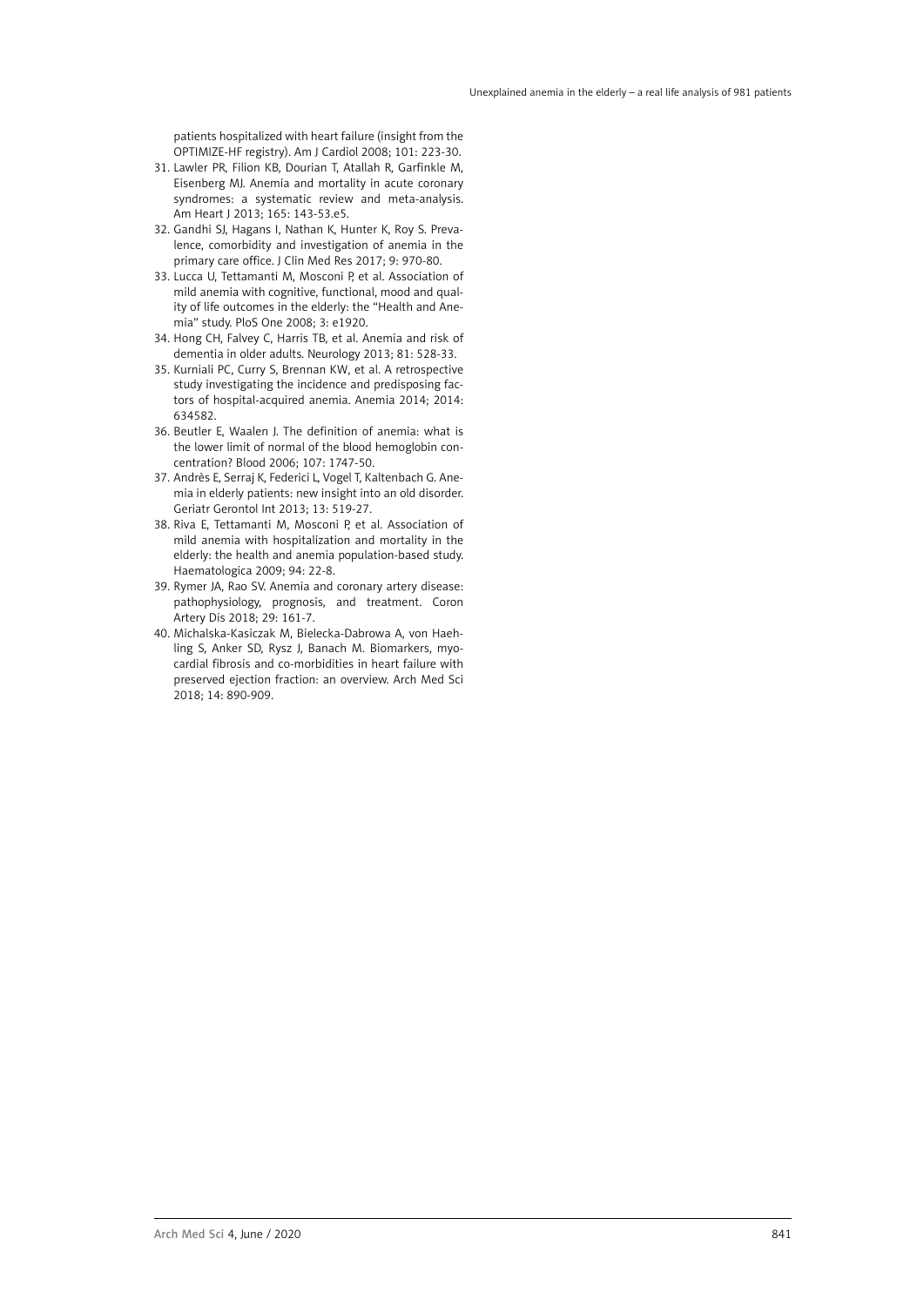patients hospitalized with heart failure (insight from the OPTIMIZE-HF registry). Am J Cardiol 2008; 101: 223-30.

31. Lawler PR, Filion KB, Dourian T, Atallah R, Garfinkle M, Eisenberg MJ. Anemia and mortality in acute coronary syndromes: a systematic review and meta-analysis. Am Heart J 2013; 165: 143-53.e5.
32. Gandhi SJ, Hagans I, Nathan K, Hunter K, Roy S. Prevalence, comorbidity and investigation of anemia in the primary care office. J Clin Med Res 2017; 9: 970-80.
33. Lucca U, Tettamanti M, Mosconi P, et al. Association of mild anemia with cognitive, functional, mood and quality of life outcomes in the elderly: the "Health and Anemia" study. PloS One 2008; 3: e1920.
34. Hong CH, Falvey C, Harris TB, et al. Anemia and risk of dementia in older adults. Neurology 2013; 81: 528-33.
35. Kurniali PC, Curry S, Brennan KW, et al. A retrospective study investigating the incidence and predisposing factors of hospital-acquired anemia. Anemia 2014; 2014: 634582.
36. Beutler E, Waalen J. The definition of anemia: what is the lower limit of normal of the blood hemoglobin concentration? Blood 2006; 107: 1747-50.
37. Andrès E, Serraj K, Federici L, Vogel T, Kaltenbach G. Anemia in elderly patients: new insight into an old disorder. Geriatr Gerontol Int 2013; 13: 519-27.
38. Riva E, Tettamanti M, Mosconi P, et al. Association of mild anemia with hospitalization and mortality in the elderly: the health and anemia population-based study. Haematologica 2009; 94: 22-8.
39. Rymer JA, Rao SV. Anemia and coronary artery disease: pathophysiology, prognosis, and treatment. Coron Artery Dis 2018; 29: 161-7.
40. Michalska-Kasiczak M, Bielecka-Dabrowa A, von Haehling S, Anker SD, Rysz J, Banach M. Biomarkers, myocardial fibrosis and co-morbidities in heart failure with preserved ejection fraction: an overview. Arch Med Sci 2018; 14: 890-909.